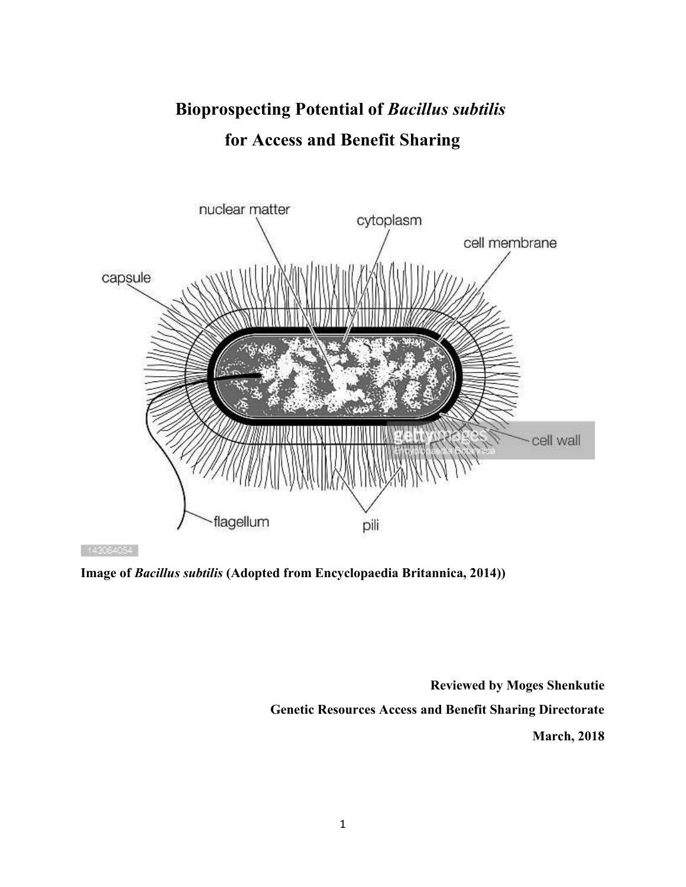# Bioprospecting Potential of *Bacillus subtilis* for Access and Benefit Sharing

**Image of *Bacillus subtilis* (Adopted from Encyclopaedia Britannica, 2014))**

**Reviewed by Moges Shenkutie**

**Genetic Resources Access and Benefit Sharing Directorate**

**March, 2018**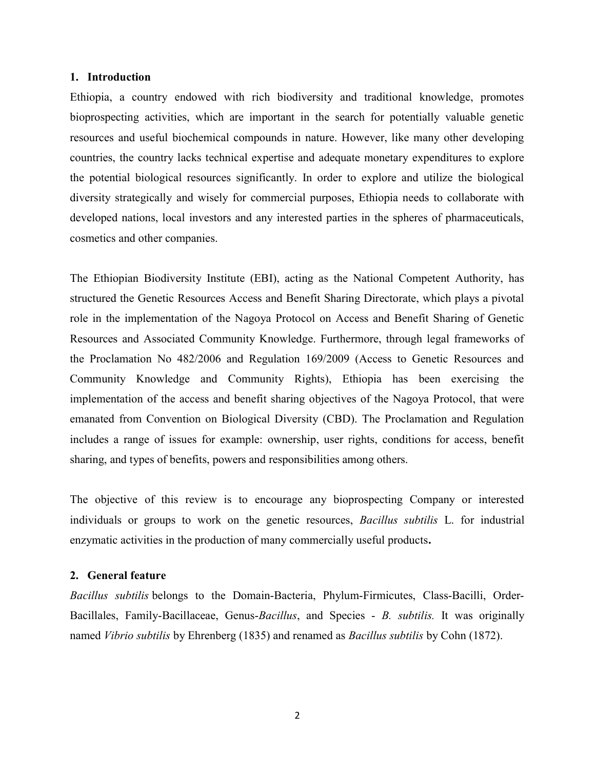## 1. Introduction

Ethiopia, a country endowed with rich biodiversity and traditional knowledge, promotes bioprospecting activities, which are important in the search for potentially valuable genetic resources and useful biochemical compounds in nature. However, like many other developing countries, the country lacks technical expertise and adequate monetary expenditures to explore the potential biological resources significantly. In order to explore and utilize the biological diversity strategically and wisely for commercial purposes, Ethiopia needs to collaborate with developed nations, local investors and any interested parties in the spheres of pharmaceuticals, cosmetics and other companies.

The Ethiopian Biodiversity Institute (EBI), acting as the National Competent Authority, has structured the Genetic Resources Access and Benefit Sharing Directorate, which plays a pivotal role in the implementation of the Nagoya Protocol on Access and Benefit Sharing of Genetic Resources and Associated Community Knowledge. Furthermore, through legal frameworks of the Proclamation No 482/2006 and Regulation 169/2009 (Access to Genetic Resources and Community Knowledge and Community Rights), Ethiopia has been exercising the implementation of the access and benefit sharing objectives of the Nagoya Protocol, that were emanated from Convention on Biological Diversity (CBD). The Proclamation and Regulation includes a range of issues for example: ownership, user rights, conditions for access, benefit sharing, and types of benefits, powers and responsibilities among others.

The objective of this review is to encourage any bioprospecting Company or interested individuals or groups to work on the genetic resources, *Bacillus subtilis* L. for industrial enzymatic activities in the production of many commercially useful products**.**

## 2. General feature

*Bacillus subtilis* belongs to the Domain-Bacteria, Phylum-Firmicutes, Class-Bacilli, Order-Bacillales, Family-Bacillaceae, Genus-*Bacillus*, and Species - *B. subtilis.* It was originally named *Vibrio subtilis* by Ehrenberg (1835) and renamed as *Bacillus subtilis* by Cohn (1872).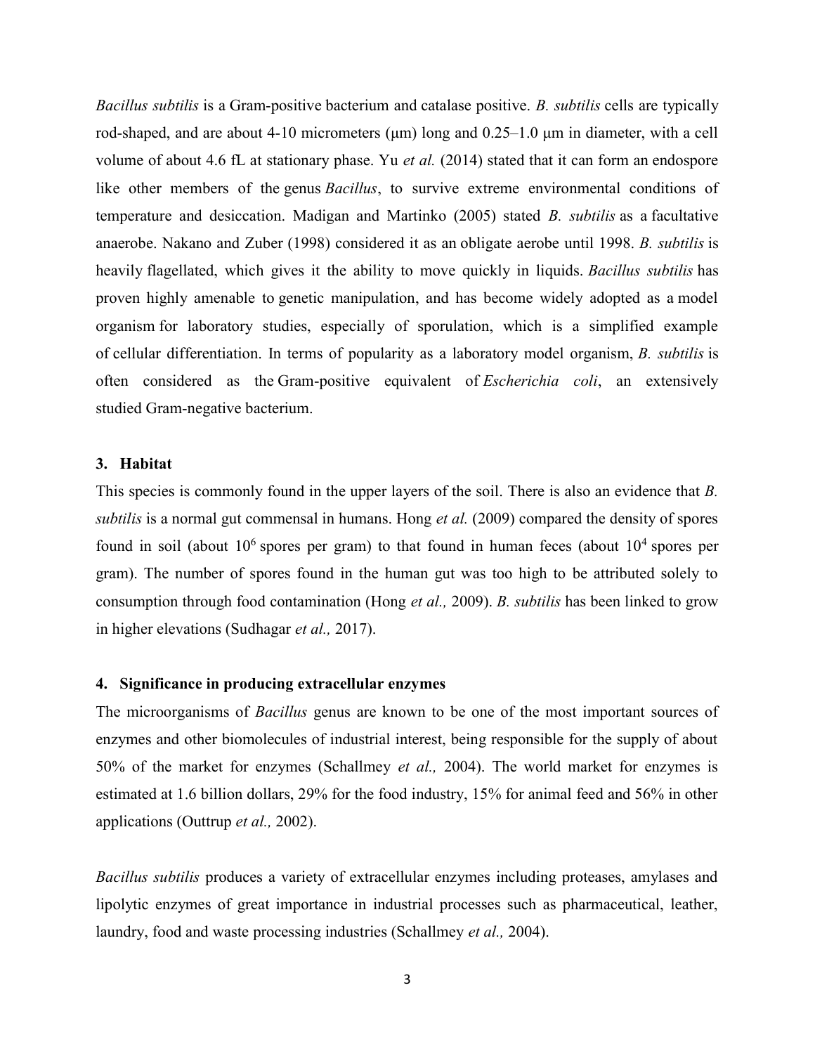*Bacillus subtilis* is a Gram-positive bacterium and catalase positive. *B. subtilis* cells are typically rod-shaped, and are about 4-10 micrometers (μm) long and 0.25–1.0 μm in diameter, with a cell volume of about 4.6 fL at stationary phase. Yu *et al.* (2014) stated that it can form an endospore like other members of the genus *Bacillus*, to survive extreme environmental conditions of temperature and desiccation. Madigan and Martinko (2005) stated *B. subtilis* as a facultative anaerobe. Nakano and Zuber (1998) considered it as an obligate aerobe until 1998. *B. subtilis* is heavily flagellated, which gives it the ability to move quickly in liquids. *Bacillus subtilis* has proven highly amenable to genetic manipulation, and has become widely adopted as a model organism for laboratory studies, especially of sporulation, which is a simplified example of cellular differentiation. In terms of popularity as a laboratory model organism, *B. subtilis* is often considered as the Gram-positive equivalent of *Escherichia coli*, an extensively studied Gram-negative bacterium.

## 3. Habitat

This species is commonly found in the upper layers of the soil. There is also an evidence that *B. subtilis* is a normal gut commensal in humans. Hong *et al.* (2009) compared the density of spores found in soil (about $10^6$ spores per gram) to that found in human feces (about $10^4$ spores per gram). The number of spores found in the human gut was too high to be attributed solely to consumption through food contamination (Hong *et al.,* 2009). *B. subtilis* has been linked to grow in higher elevations (Sudhagar *et al.,* 2017).

## 4. Significance in producing extracellular enzymes

The microorganisms of *Bacillus* genus are known to be one of the most important sources of enzymes and other biomolecules of industrial interest, being responsible for the supply of about 50% of the market for enzymes (Schallmey *et al.,* 2004). The world market for enzymes is estimated at 1.6 billion dollars, 29% for the food industry, 15% for animal feed and 56% in other applications (Outtrup *et al.,* 2002).

*Bacillus subtilis* produces a variety of extracellular enzymes including proteases, amylases and lipolytic enzymes of great importance in industrial processes such as pharmaceutical, leather, laundry, food and waste processing industries (Schallmey *et al.,* 2004).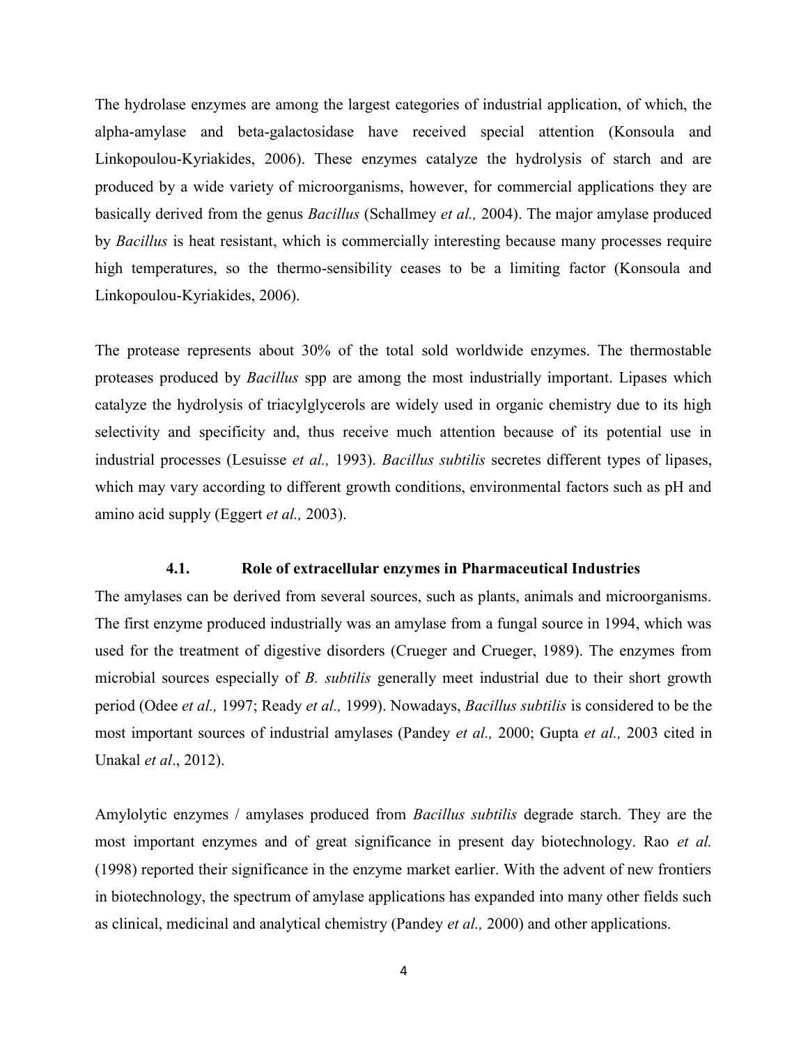The hydrolase enzymes are among the largest categories of industrial application, of which, the alpha-amylase and beta-galactosidase have received special attention (Konsoula and Linkopoulou-Kyriakides, 2006). These enzymes catalyze the hydrolysis of starch and are produced by a wide variety of microorganisms, however, for commercial applications they are basically derived from the genus *Bacillus* (Schallmey *et al.,* 2004). The major amylase produced by *Bacillus* is heat resistant, which is commercially interesting because many processes require high temperatures, so the thermo-sensibility ceases to be a limiting factor (Konsoula and Linkopoulou-Kyriakides, 2006).

The protease represents about 30% of the total sold worldwide enzymes. The thermostable proteases produced by *Bacillus* spp are among the most industrially important. Lipases which catalyze the hydrolysis of triacylglycerols are widely used in organic chemistry due to its high selectivity and specificity and, thus receive much attention because of its potential use in industrial processes (Lesuisse *et al.,* 1993). *Bacillus subtilis* secretes different types of lipases, which may vary according to different growth conditions, environmental factors such as pH and amino acid supply (Eggert *et al.,* 2003).

### 4.1. Role of extracellular enzymes in Pharmaceutical Industries

The amylases can be derived from several sources, such as plants, animals and microorganisms. The first enzyme produced industrially was an amylase from a fungal source in 1994, which was used for the treatment of digestive disorders (Crueger and Crueger, 1989). The enzymes from microbial sources especially of *B. subtilis* generally meet industrial due to their short growth period (Odee *et al.,* 1997; Ready *et al.,* 1999). Nowadays, *Bacillus subtilis* is considered to be the most important sources of industrial amylases (Pandey *et al.,* 2000; Gupta *et al.,* 2003 cited in Unakal *et al*., 2012).

Amylolytic enzymes / amylases produced from *Bacillus subtilis* degrade starch. They are the most important enzymes and of great significance in present day biotechnology. Rao *et al.* (1998) reported their significance in the enzyme market earlier. With the advent of new frontiers in biotechnology, the spectrum of amylase applications has expanded into many other fields such as clinical, medicinal and analytical chemistry (Pandey *et al.,* 2000) and other applications.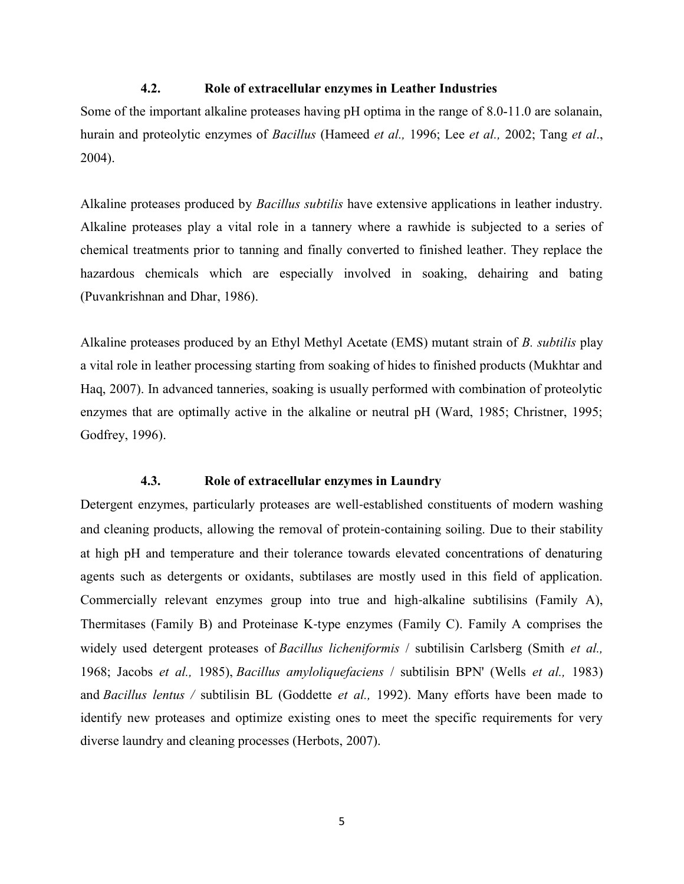### 4.2. Role of extracellular enzymes in Leather Industries

Some of the important alkaline proteases having pH optima in the range of 8.0-11.0 are solanain, hurain and proteolytic enzymes of *Bacillus* (Hameed *et al.,* 1996; Lee *et al.,* 2002; Tang *et al*., 2004).

Alkaline proteases produced by *Bacillus subtilis* have extensive applications in leather industry. Alkaline proteases play a vital role in a tannery where a rawhide is subjected to a series of chemical treatments prior to tanning and finally converted to finished leather. They replace the hazardous chemicals which are especially involved in soaking, dehairing and bating (Puvankrishnan and Dhar, 1986).

Alkaline proteases produced by an Ethyl Methyl Acetate (EMS) mutant strain of *B. subtilis* play a vital role in leather processing starting from soaking of hides to finished products (Mukhtar and Haq, 2007). In advanced tanneries, soaking is usually performed with combination of proteolytic enzymes that are optimally active in the alkaline or neutral pH (Ward, 1985; Christner, 1995; Godfrey, 1996).

### 4.3. Role of extracellular enzymes in Laundry

Detergent enzymes, particularly proteases are well-established constituents of modern washing and cleaning products, allowing the removal of protein-containing soiling. Due to their stability at high pH and temperature and their tolerance towards elevated concentrations of denaturing agents such as detergents or oxidants, subtilases are mostly used in this field of application. Commercially relevant enzymes group into true and high-alkaline subtilisins (Family A), Thermitases (Family B) and Proteinase K-type enzymes (Family C). Family A comprises the widely used detergent proteases of *Bacillus licheniformis* / subtilisin Carlsberg (Smith *et al.,* 1968; Jacobs *et al.,* 1985), *Bacillus amyloliquefaciens* / subtilisin BPN' (Wells *et al.,* 1983) and *Bacillus lentus /* subtilisin BL (Goddette *et al.,* 1992). Many efforts have been made to identify new proteases and optimize existing ones to meet the specific requirements for very diverse laundry and cleaning processes (Herbots, 2007).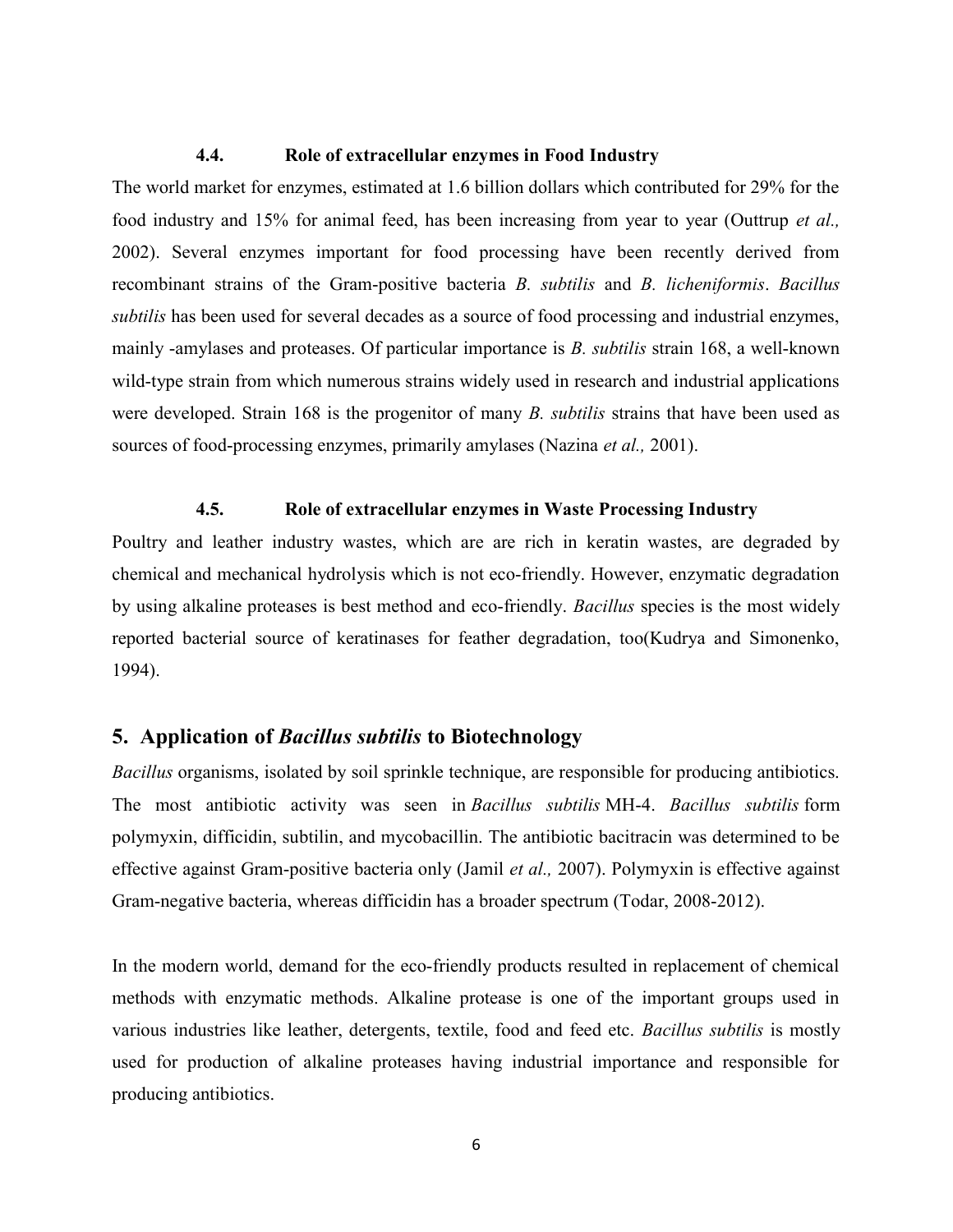### 4.4. Role of extracellular enzymes in Food Industry

The world market for enzymes, estimated at 1.6 billion dollars which contributed for 29% for the food industry and 15% for animal feed, has been increasing from year to year (Outtrup *et al.,* 2002). Several enzymes important for food processing have been recently derived from recombinant strains of the Gram-positive bacteria *B. subtilis* and *B. licheniformis*. *Bacillus subtilis* has been used for several decades as a source of food processing and industrial enzymes, mainly -amylases and proteases. Of particular importance is *B. subtilis* strain 168, a well-known wild-type strain from which numerous strains widely used in research and industrial applications were developed. Strain 168 is the progenitor of many *B. subtilis* strains that have been used as sources of food-processing enzymes, primarily amylases (Nazina *et al.,* 2001).

### 4.5. Role of extracellular enzymes in Waste Processing Industry

Poultry and leather industry wastes, which are are rich in keratin wastes, are degraded by chemical and mechanical hydrolysis which is not eco-friendly. However, enzymatic degradation by using alkaline proteases is best method and eco-friendly. *Bacillus* species is the most widely reported bacterial source of keratinases for feather degradation, too(Kudrya and Simonenko, 1994).

## 5. Application of *Bacillus subtilis* to Biotechnology

*Bacillus* organisms, isolated by soil sprinkle technique, are responsible for producing antibiotics. The most antibiotic activity was seen in *Bacillus subtilis* MH-4. *Bacillus subtilis* form polymyxin, difficidin, subtilin, and mycobacillin. The antibiotic bacitracin was determined to be effective against Gram-positive bacteria only (Jamil *et al.,* 2007). Polymyxin is effective against Gram-negative bacteria, whereas difficidin has a broader spectrum (Todar, 2008-2012).

In the modern world, demand for the eco-friendly products resulted in replacement of chemical methods with enzymatic methods. Alkaline protease is one of the important groups used in various industries like leather, detergents, textile, food and feed etc. *Bacillus subtilis* is mostly used for production of alkaline proteases having industrial importance and responsible for producing antibiotics.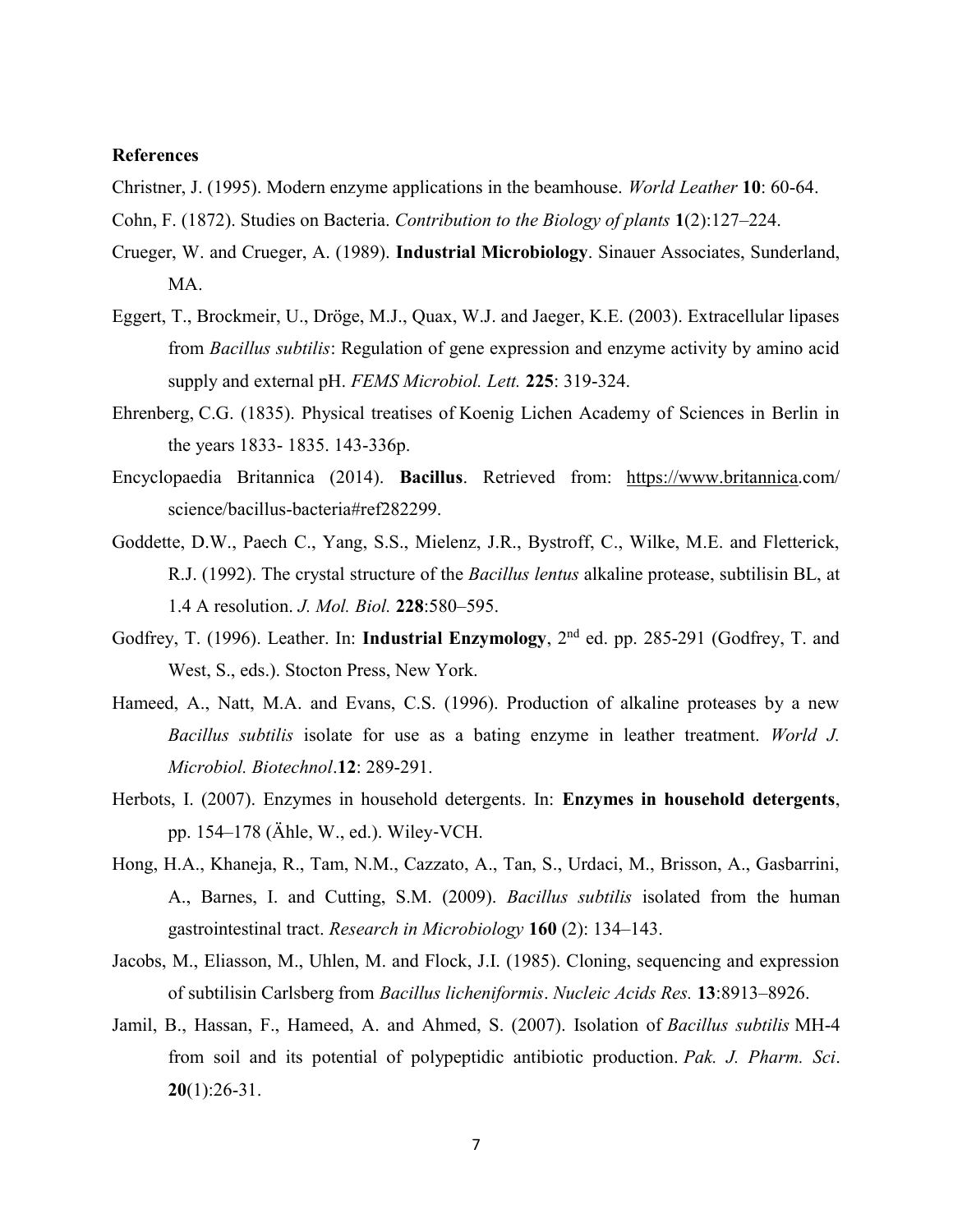**References**

Christner, J. (1995). Modern enzyme applications in the beamhouse. *World Leather* **10**: 60-64.

Cohn, F. (1872). Studies on Bacteria. *Contribution to the Biology of plants* **1**(2):127–224.

Crueger, W. and Crueger, A. (1989). **Industrial Microbiology**. Sinauer Associates, Sunderland, MA.

Eggert, T., Brockmeir, U., Dröge, M.J., Quax, W.J. and Jaeger, K.E. (2003). Extracellular lipases from *Bacillus subtilis*: Regulation of gene expression and enzyme activity by amino acid supply and external pH. *FEMS Microbiol. Lett.* **225**: 319-324.

Ehrenberg, C.G. (1835). Physical treatises of Koenig Lichen Academy of Sciences in Berlin in the years 1833- 1835. 143-336p.

Encyclopaedia Britannica (2014). **Bacillus**. Retrieved from: https://www.britannica.com/science/bacillus-bacteria#ref282299.

Goddette, D.W., Paech C., Yang, S.S., Mielenz, J.R., Bystroff, C., Wilke, M.E. and Fletterick, R.J. (1992). The crystal structure of the *Bacillus lentus* alkaline protease, subtilisin BL, at 1.4 A resolution. *J. Mol. Biol.* **228**:580–595.

Godfrey, T. (1996). Leather. In: **Industrial Enzymology**, 2nd ed. pp. 285-291 (Godfrey, T. and West, S., eds.). Stocton Press, New York.

Hameed, A., Natt, M.A. and Evans, C.S. (1996). Production of alkaline proteases by a new *Bacillus subtilis* isolate for use as a bating enzyme in leather treatment. *World J. Microbiol. Biotechnol*.**12**: 289-291.

Herbots, I. (2007). Enzymes in household detergents. In: **Enzymes in household detergents**, pp. 154–178 (Ähle, W., ed.). Wiley-VCH.

Hong, H.A., Khaneja, R., Tam, N.M., Cazzato, A., Tan, S., Urdaci, M., Brisson, A., Gasbarrini, A., Barnes, I. and Cutting, S.M. (2009). *Bacillus subtilis* isolated from the human gastrointestinal tract. *Research in Microbiology* **160** (2): 134–143.

Jacobs, M., Eliasson, M., Uhlen, M. and Flock, J.I. (1985). Cloning, sequencing and expression of subtilisin Carlsberg from *Bacillus licheniformis*. *Nucleic Acids Res.* **13**:8913–8926.

Jamil, B., Hassan, F., Hameed, A. and Ahmed, S. (2007). Isolation of *Bacillus subtilis* MH-4 from soil and its potential of polypeptidic antibiotic production. *Pak. J. Pharm. Sci*. **20**(1):26-31.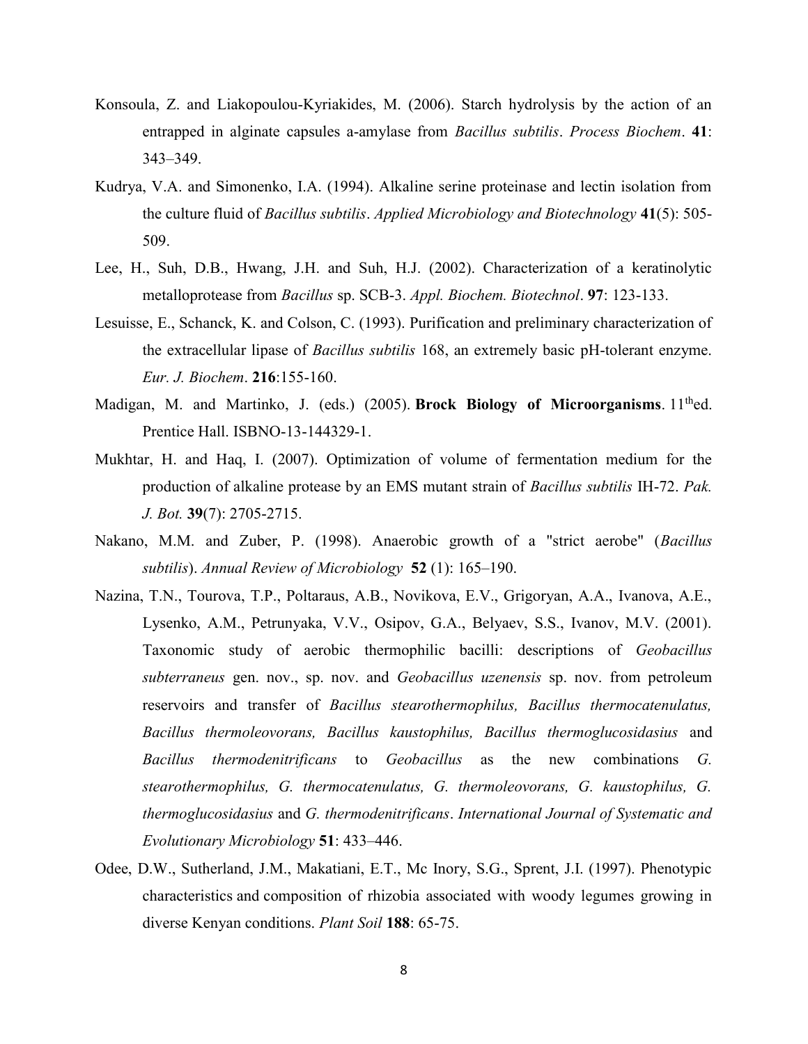Konsoula, Z. and Liakopoulou-Kyriakides, M. (2006). Starch hydrolysis by the action of an entrapped in alginate capsules a-amylase from *Bacillus subtilis*. *Process Biochem*. **41**: 343–349.

Kudrya, V.A. and Simonenko, I.A. (1994). Alkaline serine proteinase and lectin isolation from the culture fluid of *Bacillus subtilis*. *Applied Microbiology and Biotechnology* **41**(5): 505-509.

Lee, H., Suh, D.B., Hwang, J.H. and Suh, H.J. (2002). Characterization of a keratinolytic metalloprotease from *Bacillus* sp. SCB-3. *Appl. Biochem. Biotechnol*. **97**: 123-133.

Lesuisse, E., Schanck, K. and Colson, C. (1993). Purification and preliminary characterization of the extracellular lipase of *Bacillus subtilis* 168, an extremely basic pH-tolerant enzyme. *Eur. J. Biochem*. **216**:155-160.

Madigan, M. and Martinko, J. (eds.) (2005). **Brock Biology of Microorganisms**. 11thed. Prentice Hall. ISBNO-13-144329-1.

Mukhtar, H. and Haq, I. (2007). Optimization of volume of fermentation medium for the production of alkaline protease by an EMS mutant strain of *Bacillus subtilis* IH-72. *Pak. J. Bot.* **39**(7): 2705-2715.

Nakano, M.M. and Zuber, P. (1998). Anaerobic growth of a "strict aerobe" (*Bacillus subtilis*). *Annual Review of Microbiology* **52** (1): 165–190.

Nazina, T.N., Tourova, T.P., Poltaraus, A.B., Novikova, E.V., Grigoryan, A.A., Ivanova, A.E., Lysenko, A.M., Petrunyaka, V.V., Osipov, G.A., Belyaev, S.S., Ivanov, M.V. (2001). Taxonomic study of aerobic thermophilic bacilli: descriptions of *Geobacillus subterraneus* gen. nov., sp. nov. and *Geobacillus uzenensis* sp. nov. from petroleum reservoirs and transfer of *Bacillus stearothermophilus, Bacillus thermocatenulatus, Bacillus thermoleovorans, Bacillus kaustophilus, Bacillus thermoglucosidasius* and *Bacillus thermodenitrificans* to *Geobacillus* as the new combinations *G. stearothermophilus, G. thermocatenulatus, G. thermoleovorans, G. kaustophilus, G. thermoglucosidasius* and *G. thermodenitrificans*. *International Journal of Systematic and Evolutionary Microbiology* **51**: 433–446.

Odee, D.W., Sutherland, J.M., Makatiani, E.T., Mc Inory, S.G., Sprent, J.I. (1997). Phenotypic characteristics and composition of rhizobia associated with woody legumes growing in diverse Kenyan conditions. *Plant Soil* **188**: 65-75.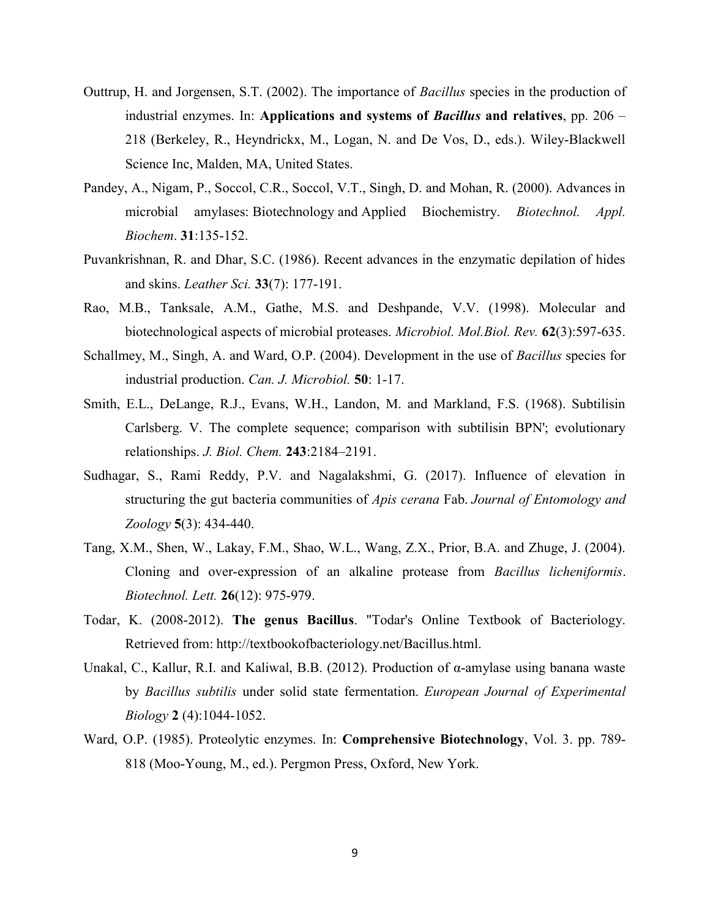Outtrup, H. and Jorgensen, S.T. (2002). The importance of *Bacillus* species in the production of industrial enzymes. In: **Applications and systems of *Bacillus* and relatives**, pp. 206 – 218 (Berkeley, R., Heyndrickx, M., Logan, N. and De Vos, D., eds.). Wiley-Blackwell Science Inc, Malden, MA, United States.

Pandey, A., Nigam, P., Soccol, C.R., Soccol, V.T., Singh, D. and Mohan, R. (2000). Advances in microbial amylases: Biotechnology and Applied Biochemistry. *Biotechnol. Appl. Biochem*. **31**:135-152.

Puvankrishnan, R. and Dhar, S.C. (1986). Recent advances in the enzymatic depilation of hides and skins. *Leather Sci.* **33**(7): 177-191.

Rao, M.B., Tanksale, A.M., Gathe, M.S. and Deshpande, V.V. (1998). Molecular and biotechnological aspects of microbial proteases. *Microbiol. Mol.Biol. Rev.* **62**(3):597-635.

Schallmey, M., Singh, A. and Ward, O.P. (2004). Development in the use of *Bacillus* species for industrial production. *Can. J. Microbiol.* **50**: 1-17.

Smith, E.L., DeLange, R.J., Evans, W.H., Landon, M. and Markland, F.S. (1968). Subtilisin Carlsberg. V. The complete sequence; comparison with subtilisin BPN'; evolutionary relationships. *J. Biol. Chem.* **243**:2184–2191.

Sudhagar, S., Rami Reddy, P.V. and Nagalakshmi, G. (2017). Influence of elevation in structuring the gut bacteria communities of *Apis cerana* Fab. *Journal of Entomology and Zoology* **5**(3): 434-440.

Tang, X.M., Shen, W., Lakay, F.M., Shao, W.L., Wang, Z.X., Prior, B.A. and Zhuge, J. (2004). Cloning and over-expression of an alkaline protease from *Bacillus licheniformis*. *Biotechnol. Lett.* **26**(12): 975-979.

Todar, K. (2008-2012). **The genus Bacillus**. "Todar's Online Textbook of Bacteriology. Retrieved from: http://textbookofbacteriology.net/Bacillus.html.

Unakal, C., Kallur, R.I. and Kaliwal, B.B. (2012). Production of α-amylase using banana waste by *Bacillus subtilis* under solid state fermentation. *European Journal of Experimental Biology* **2** (4):1044-1052.

Ward, O.P. (1985). Proteolytic enzymes. In: **Comprehensive Biotechnology**, Vol. 3. pp. 789-818 (Moo-Young, M., ed.). Pergmon Press, Oxford, New York.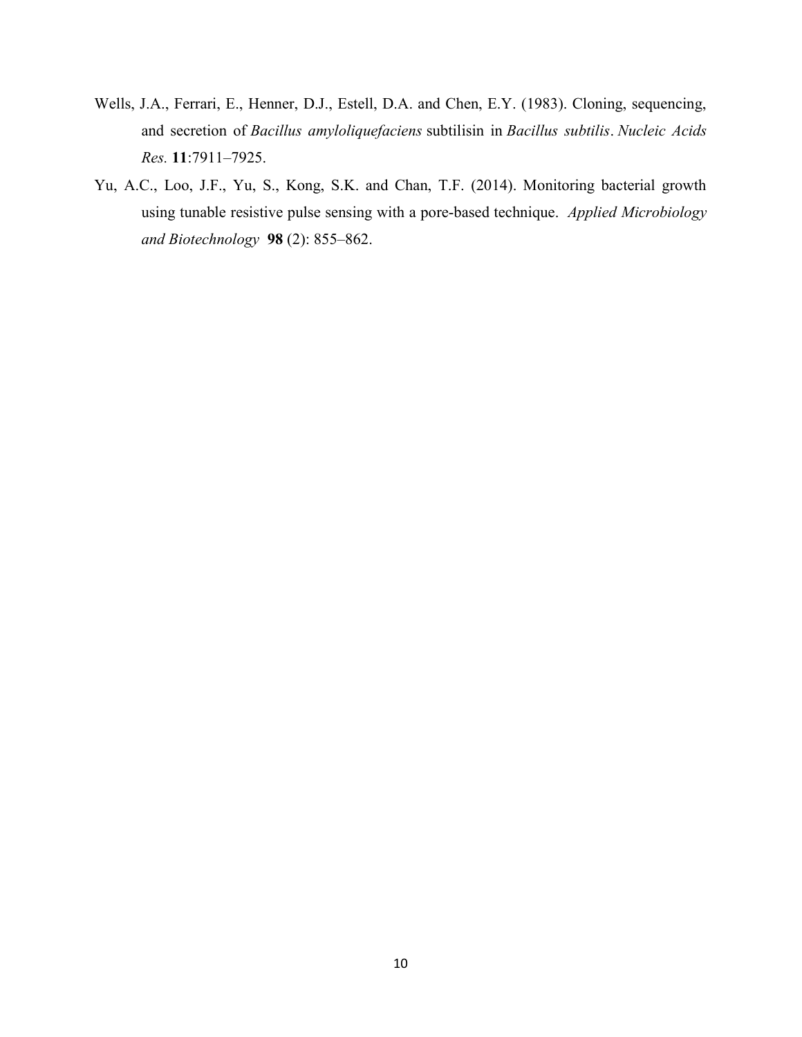Wells, J.A., Ferrari, E., Henner, D.J., Estell, D.A. and Chen, E.Y. (1983). Cloning, sequencing, and secretion of *Bacillus amyloliquefaciens* subtilisin in *Bacillus subtilis*. *Nucleic Acids Res.* **11**:7911–7925.

Yu, A.C., Loo, J.F., Yu, S., Kong, S.K. and Chan, T.F. (2014). Monitoring bacterial growth using tunable resistive pulse sensing with a pore-based technique. *Applied Microbiology and Biotechnology* **98** (2): 855–862.